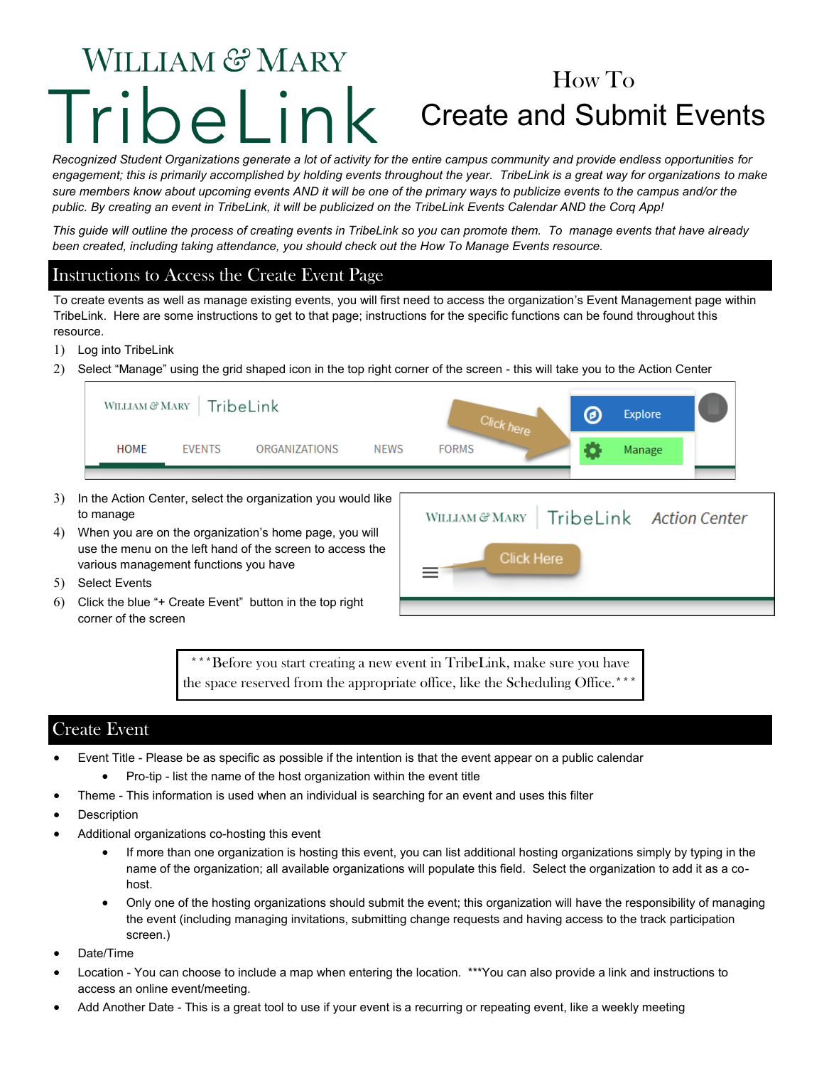# William & Mary TribeLink

## How To Create and Submit Events

*Recognized Student Organizations generate a lot of activity for the entire campus community and provide endless opportunities for engagement; this is primarily accomplished by holding events throughout the year. TribeLink is a great way for organizations to make sure members know about upcoming events AND it will be one of the primary ways to publicize events to the campus and/or the public. By creating an event in TribeLink, it will be publicized on the TribeLink Events Calendar AND the Corq App!*

*This guide will outline the process of creating events in TribeLink so you can promote them. To manage events that have already been created, including taking attendance, you should check out the How To Manage Events resource.*

## Instructions to Access the Create Event Page

To create events as well as manage existing events, you will first need to access the organization's Event Management page within TribeLink. Here are some instructions to get to that page; instructions for the specific functions can be found throughout this resource.

1) Log into TribeLink
2) Select "Manage" using the grid shaped icon in the top right corner of the screen - this will take you to the Action Center
3) In the Action Center, select the organization you would like to manage
4) When you are on the organization's home page, you will use the menu on the left hand of the screen to access the various management functions you have
5) Select Events
6) Click the blue "+ Create Event" button in the top right corner of the screen

***Before you start creating a new event in TribeLink, make sure you have the space reserved from the appropriate office, like the Scheduling Office.***

## Create Event

- Event Title - Please be as specific as possible if the intention is that the event appear on a public calendar
    - Pro-tip - list the name of the host organization within the event title
- Theme - This information is used when an individual is searching for an event and uses this filter
- Description
- Additional organizations co-hosting this event
    - If more than one organization is hosting this event, you can list additional hosting organizations simply by typing in the name of the organization; all available organizations will populate this field. Select the organization to add it as a co-host.
    - Only one of the hosting organizations should submit the event; this organization will have the responsibility of managing the event (including managing invitations, submitting change requests and having access to the track participation screen.)
- Date/Time
- Location - You can choose to include a map when entering the location. ***You can also provide a link and instructions to access an online event/meeting.
- Add Another Date - This is a great tool to use if your event is a recurring or repeating event, like a weekly meeting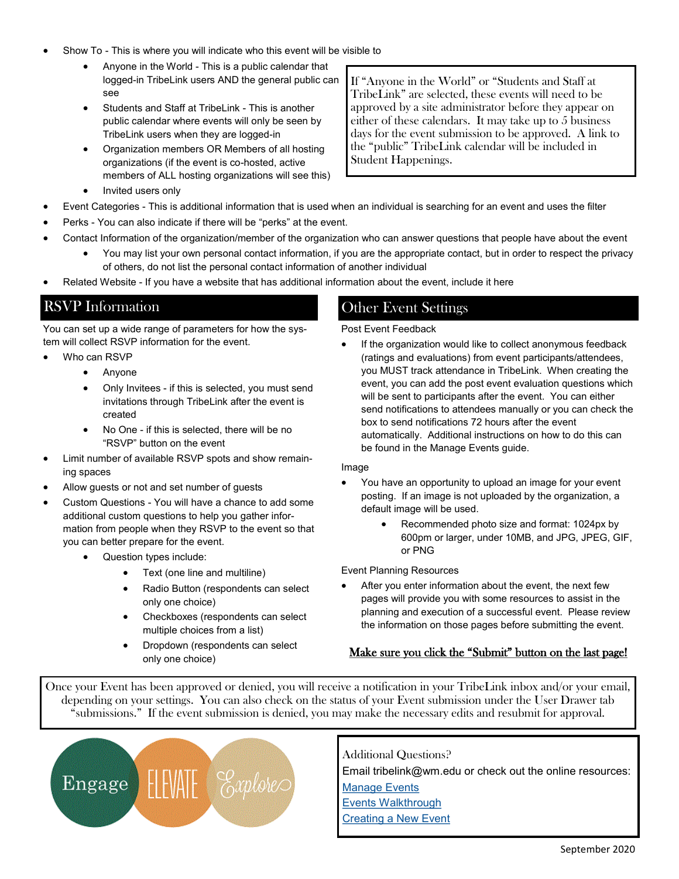- Show To - This is where you will indicate who this event will be visible to
  - Anyone in the World - This is a public calendar that logged-in TribeLink users AND the general public can see
  - Students and Staff at TribeLink - This is another public calendar where events will only be seen by TribeLink users when they are logged-in
  - Organization members OR Members of all hosting organizations (if the event is co-hosted, active members of ALL hosting organizations will see this)
  - Invited users only

If "Anyone in the World" or "Students and Staff at TribeLink" are selected, these events will need to be approved by a site administrator before they appear on either of these calendars. It may take up to 5 business days for the event submission to be approved. A link to the "public" TribeLink calendar will be included in Student Happenings.

- Event Categories - This is additional information that is used when an individual is searching for an event and uses the filter
- Perks - You can also indicate if there will be "perks" at the event.
- Contact Information of the organization/member of the organization who can answer questions that people have about the event
  - You may list your own personal contact information, if you are the appropriate contact, but in order to respect the privacy of others, do not list the personal contact information of another individual
- Related Website - If you have a website that has additional information about the event, include it here

## RSVP Information

You can set up a wide range of parameters for how the system will collect RSVP information for the event.

- Who can RSVP
  - Anyone
  - Only Invitees - if this is selected, you must send invitations through TribeLink after the event is created
  - No One - if this is selected, there will be no "RSVP" button on the event
- Limit number of available RSVP spots and show remaining spaces
- Allow guests or not and set number of guests
- Custom Questions - You will have a chance to add some additional custom questions to help you gather information from people when they RSVP to the event so that you can better prepare for the event.
  - Question types include:
    - Text (one line and multiline)
    - Radio Button (respondents can select only one choice)
    - Checkboxes (respondents can select multiple choices from a list)
    - Dropdown (respondents can select only one choice)

## Other Event Settings

Post Event Feedback

- If the organization would like to collect anonymous feedback (ratings and evaluations) from event participants/attendees, you MUST track attendance in TribeLink. When creating the event, you can add the post event evaluation questions which will be sent to participants after the event. You can either send notifications to attendees manually or you can check the box to send notifications 72 hours after the event automatically. Additional instructions on how to do this can be found in the Manage Events guide.

Image

- You have an opportunity to upload an image for your event posting. If an image is not uploaded by the organization, a default image will be used.
  - Recommended photo size and format: 1024px by 600pm or larger, under 10MB, and JPG, JPEG, GIF, or PNG

Event Planning Resources

- After you enter information about the event, the next few pages will provide you with some resources to assist in the planning and execution of a successful event. Please review the information on those pages before submitting the event.

**Make sure you click the "Submit" button on the last page!**

Once your Event has been approved or denied, you will receive a notification in your TribeLink inbox and/or your email, depending on your settings. You can also check on the status of your Event submission under the User Drawer tab "submissions." If the event submission is denied, you may make the necessary edits and resubmit for approval.

Engage ELEVATE Explore

Additional Questions?

Email tribelink@wm.edu or check out the online resources:

[Manage Events](#)

[Events Walkthrough](#)

[Creating a New Event](#)

September 2020